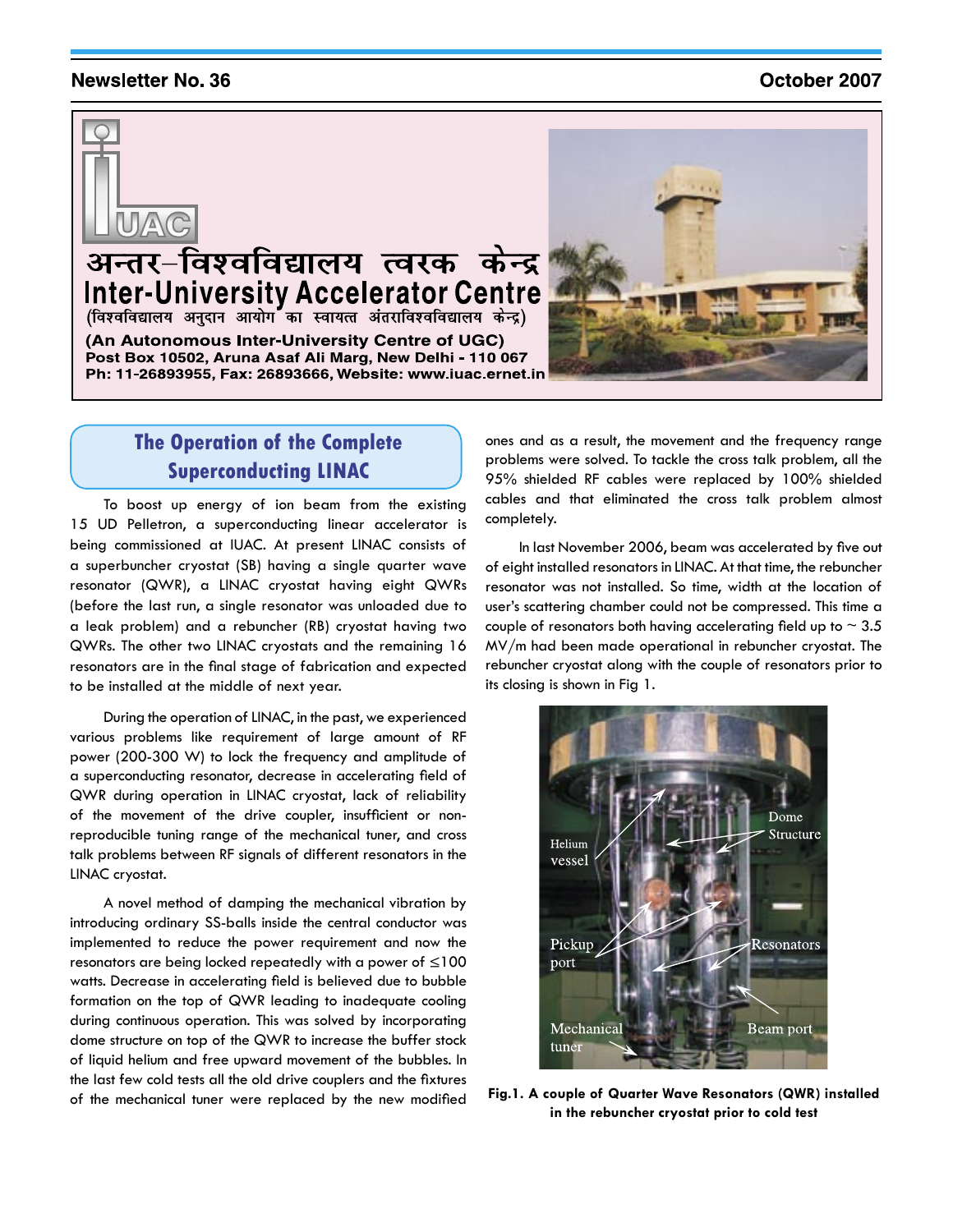Newsletter No. 36 October 2007

अन्तर–विश्वविद्यालय त्वरक केन्द्र

**Inter-University Accelerator Centre**

(विश्वविद्यालय अनुदान आयोग का स्वायत्त अंतराविश्वविद्यालय केन्द्र)

**(An Autonomous Inter-University Centre of UGC)**

**Post Box 10502, Aruna Asaf Ali Marg, New Delhi - 110 067**

**Ph: 11-26893955, Fax: 26893666, Website: www.iuac.ernet.in**

## The Operation of the Complete Superconducting LINAC

To boost up energy of ion beam from the existing 15 UD Pelletron, a superconducting linear accelerator is being commissioned at IUAC. At present LINAC consists of a superbuncher cryostat (SB) having a single quarter wave resonator (QWR), a LINAC cryostat having eight QWRs (before the last run, a single resonator was unloaded due to a leak problem) and a rebuncher (RB) cryostat having two QWRs. The other two LINAC cryostats and the remaining 16 resonators are in the final stage of fabrication and expected to be installed at the middle of next year.

During the operation of LINAC, in the past, we experienced various problems like requirement of large amount of RF power (200-300 W) to lock the frequency and amplitude of a superconducting resonator, decrease in accelerating field of QWR during operation in LINAC cryostat, lack of reliability of the movement of the drive coupler, insufficient or non-reproducible tuning range of the mechanical tuner, and cross talk problems between RF signals of different resonators in the LINAC cryostat.

A novel method of damping the mechanical vibration by introducing ordinary SS-balls inside the central conductor was implemented to reduce the power requirement and now the resonators are being locked repeatedly with a power of ≤100 watts. Decrease in accelerating field is believed due to bubble formation on the top of QWR leading to inadequate cooling during continuous operation. This was solved by incorporating dome structure on top of the QWR to increase the buffer stock of liquid helium and free upward movement of the bubbles. In the last few cold tests all the old drive couplers and the fixtures of the mechanical tuner were replaced by the new modified ones and as a result, the movement and the frequency range problems were solved. To tackle the cross talk problem, all the 95% shielded RF cables were replaced by 100% shielded cables and that eliminated the cross talk problem almost completely.

In last November 2006, beam was accelerated by five out of eight installed resonators in LINAC. At that time, the rebuncher resonator was not installed. So time, width at the location of user's scattering chamber could not be compressed. This time a couple of resonators both having accelerating field up to ~ 3.5 MV/m had been made operational in rebuncher cryostat. The rebuncher cryostat along with the couple of resonators prior to its closing is shown in Fig 1.

**Fig.1. A couple of Quarter Wave Resonators (QWR) installed in the rebuncher cryostat prior to cold test**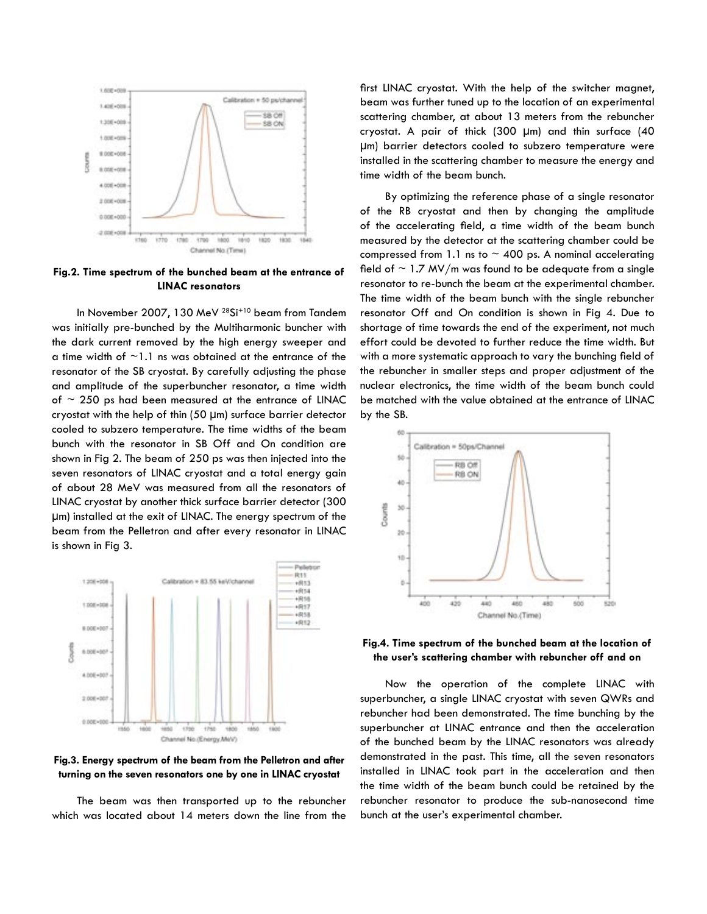**Fig.2. Time spectrum of the bunched beam at the entrance of LINAC resonators**

In November 2007, 130 MeV $^{28}Si^{+10}$ beam from Tandem was initially pre-bunched by the Multiharmonic buncher with the dark current removed by the high energy sweeper and a time width of ~1.1 ns was obtained at the entrance of the resonator of the SB cryostat. By carefully adjusting the phase and amplitude of the superbuncher resonator, a time width of ~ 250 ps had been measured at the entrance of LINAC cryostat with the help of thin (50 μm) surface barrier detector cooled to subzero temperature. The time widths of the beam bunch with the resonator in SB Off and On condition are shown in Fig 2. The beam of 250 ps was then injected into the seven resonators of LINAC cryostat and a total energy gain of about 28 MeV was measured from all the resonators of LINAC cryostat by another thick surface barrier detector (300 μm) installed at the exit of LINAC. The energy spectrum of the beam from the Pelletron and after every resonator in LINAC is shown in Fig 3.

**Fig.3. Energy spectrum of the beam from the Pelletron and after turning on the seven resonators one by one in LINAC cryostat**

The beam was then transported up to the rebuncher which was located about 14 meters down the line from the first LINAC cryostat. With the help of the switcher magnet, beam was further tuned up to the location of an experimental scattering chamber, at about 13 meters from the rebuncher cryostat. A pair of thick (300 μm) and thin surface (40 μm) barrier detectors cooled to subzero temperature were installed in the scattering chamber to measure the energy and time width of the beam bunch.

By optimizing the reference phase of a single resonator of the RB cryostat and then by changing the amplitude of the accelerating field, a time width of the beam bunch measured by the detector at the scattering chamber could be compressed from 1.1 ns to ~ 400 ps. A nominal accelerating field of ~ 1.7 MV/m was found to be adequate from a single resonator to re-bunch the beam at the experimental chamber. The time width of the beam bunch with the single rebuncher resonator Off and On condition is shown in Fig 4. Due to shortage of time towards the end of the experiment, not much effort could be devoted to further reduce the time width. But with a more systematic approach to vary the bunching field of the rebuncher in smaller steps and proper adjustment of the nuclear electronics, the time width of the beam bunch could be matched with the value obtained at the entrance of LINAC by the SB.

**Fig.4. Time spectrum of the bunched beam at the location of the user's scattering chamber with rebuncher off and on**

Now the operation of the complete LINAC with superbuncher, a single LINAC cryostat with seven QWRs and rebuncher had been demonstrated. The time bunching by the superbuncher at LINAC entrance and then the acceleration of the bunched beam by the LINAC resonators was already demonstrated in the past. This time, all the seven resonators installed in LINAC took part in the acceleration and then the time width of the beam bunch could be retained by the rebuncher resonator to produce the sub-nanosecond time bunch at the user's experimental chamber.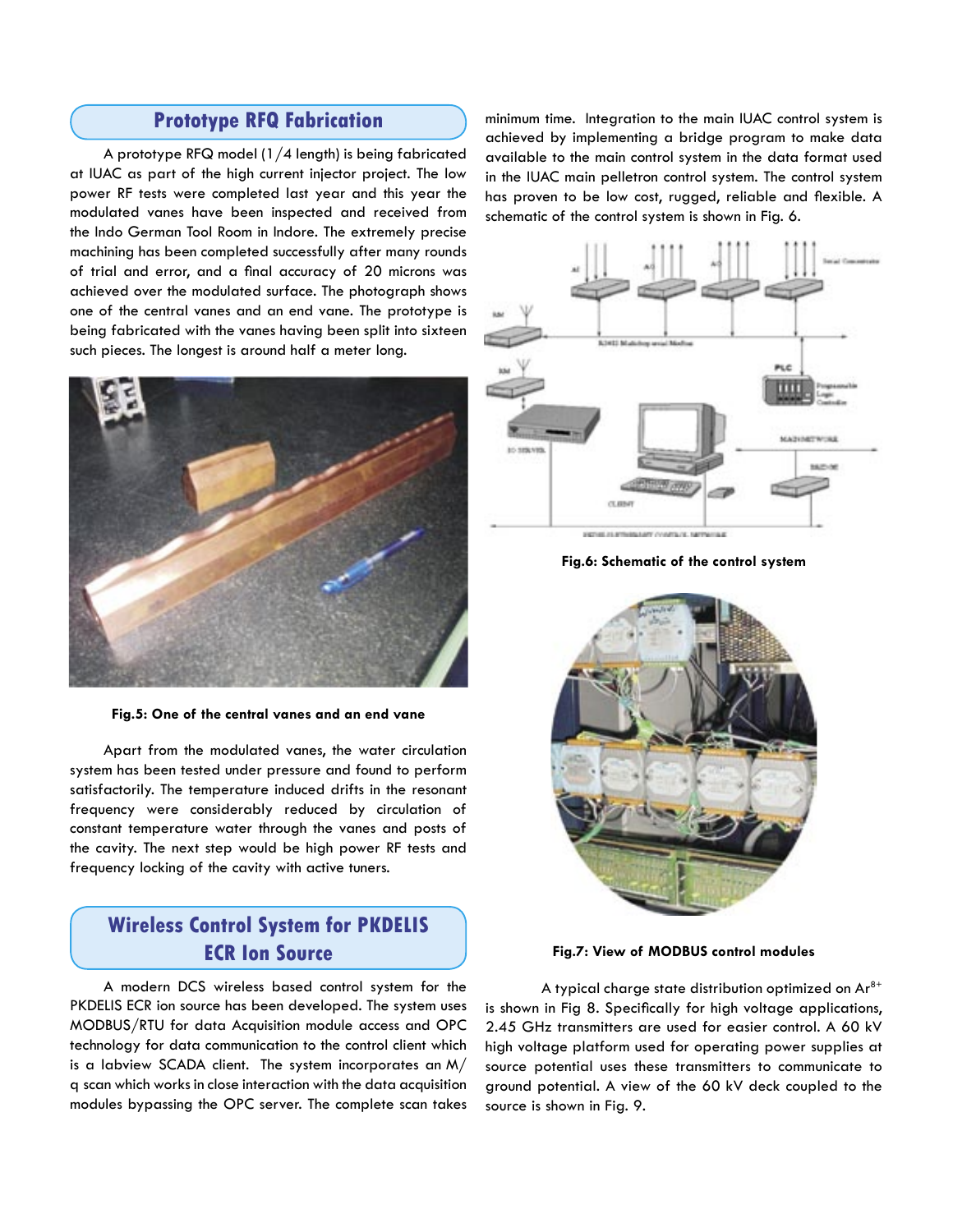## Prototype RFQ Fabrication

A prototype RFQ model (1/4 length) is being fabricated at IUAC as part of the high current injector project. The low power RF tests were completed last year and this year the modulated vanes have been inspected and received from the Indo German Tool Room in Indore. The extremely precise machining has been completed successfully after many rounds of trial and error, and a final accuracy of 20 microns was achieved over the modulated surface. The photograph shows one of the central vanes and an end vane. The prototype is being fabricated with the vanes having been split into sixteen such pieces. The longest is around half a meter long.

Fig.5: One of the central vanes and an end vane

Apart from the modulated vanes, the water circulation system has been tested under pressure and found to perform satisfactorily. The temperature induced drifts in the resonant frequency were considerably reduced by circulation of constant temperature water through the vanes and posts of the cavity. The next step would be high power RF tests and frequency locking of the cavity with active tuners.

## Wireless Control System for PKDELIS ECR Ion Source

A modern DCS wireless based control system for the PKDELIS ECR ion source has been developed. The system uses MODBUS/RTU for data Acquisition module access and OPC technology for data communication to the control client which is a labview SCADA client. The system incorporates an M/q scan which works in close interaction with the data acquisition modules bypassing the OPC server. The complete scan takes minimum time. Integration to the main IUAC control system is achieved by implementing a bridge program to make data available to the main control system in the data format used in the IUAC main pelletron control system. The control system has proven to be low cost, rugged, reliable and flexible. A schematic of the control system is shown in Fig. 6.

Fig.6: Schematic of the control system

Fig.7: View of MODBUS control modules

A typical charge state distribution optimized on $Ar^{8+}$ is shown in Fig 8. Specifically for high voltage applications, 2.45 GHz transmitters are used for easier control. A 60 kV high voltage platform used for operating power supplies at source potential uses these transmitters to communicate to ground potential. A view of the 60 kV deck coupled to the source is shown in Fig. 9.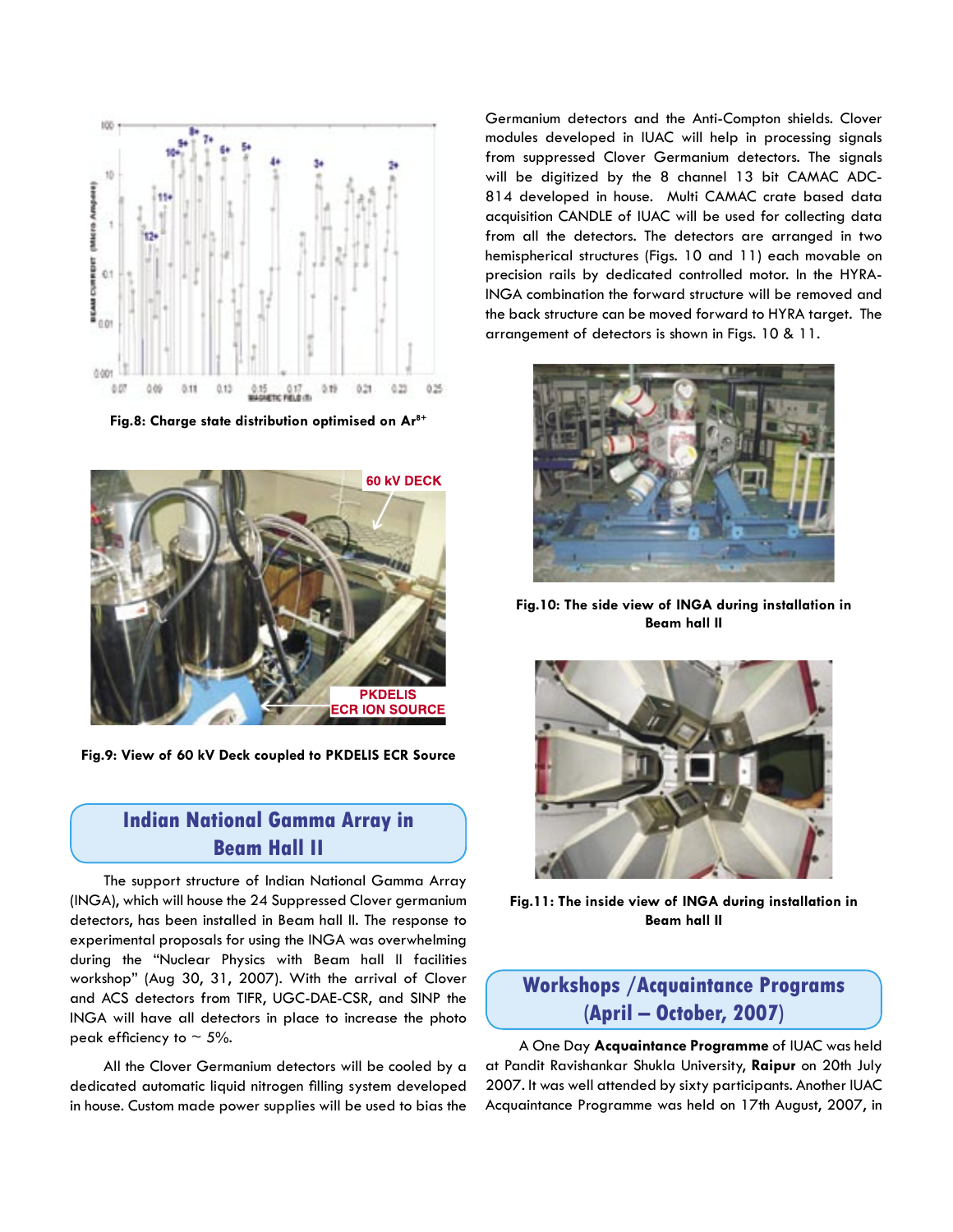Fig.8: Charge state distribution optimised on $Ar^{8+}$

Fig.9: View of 60 kV Deck coupled to PKDELIS ECR Source

## Indian National Gamma Array in Beam Hall II

The support structure of Indian National Gamma Array (INGA), which will house the 24 Suppressed Clover germanium detectors, has been installed in Beam hall II. The response to experimental proposals for using the INGA was overwhelming during the "Nuclear Physics with Beam hall II facilities workshop" (Aug 30, 31, 2007). With the arrival of Clover and ACS detectors from TIFR, UGC-DAE-CSR, and SINP the INGA will have all detectors in place to increase the photo peak efficiency to ~ 5%.

All the Clover Germanium detectors will be cooled by a dedicated automatic liquid nitrogen filling system developed in house. Custom made power supplies will be used to bias the Germanium detectors and the Anti-Compton shields. Clover modules developed in IUAC will help in processing signals from suppressed Clover Germanium detectors. The signals will be digitized by the 8 channel 13 bit CAMAC ADC-814 developed in house. Multi CAMAC crate based data acquisition CANDLE of IUAC will be used for collecting data from all the detectors. The detectors are arranged in two hemispherical structures (Figs. 10 and 11) each movable on precision rails by dedicated controlled motor. In the HYRA-INGA combination the forward structure will be removed and the back structure can be moved forward to HYRA target. The arrangement of detectors is shown in Figs. 10 & 11.

Fig.10: The side view of INGA during installation in Beam hall II

Fig.11: The inside view of INGA during installation in Beam hall II

## Workshops /Acquaintance Programs (April – October, 2007)

A One Day **Acquaintance Programme** of IUAC was held at Pandit Ravishankar Shukla University, **Raipur** on 20th July 2007. It was well attended by sixty participants. Another IUAC Acquaintance Programme was held on 17th August, 2007, in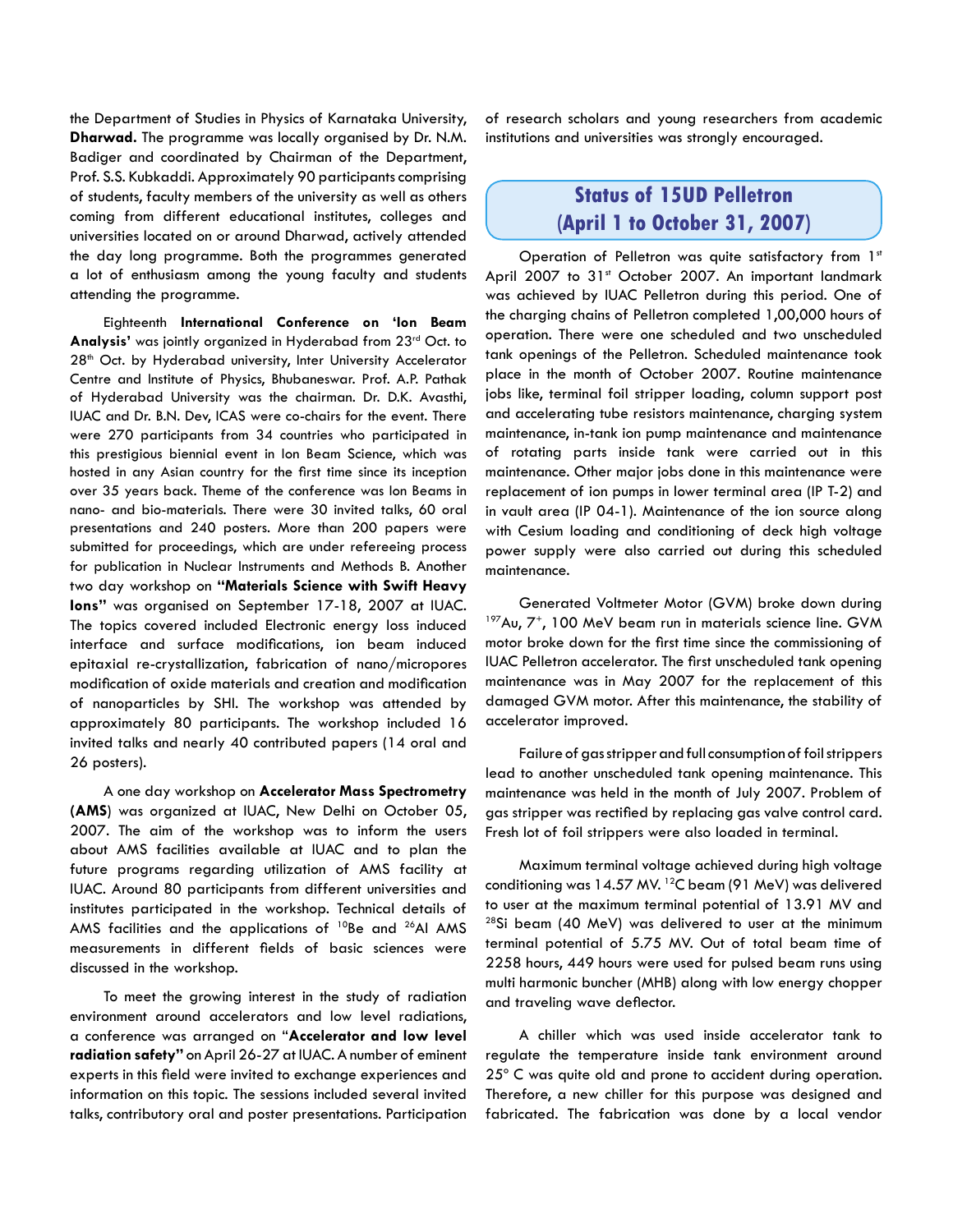the Department of Studies in Physics of Karnataka University, **Dharwad.** The programme was locally organised by Dr. N.M. Badiger and coordinated by Chairman of the Department, Prof. S.S. Kubkaddi. Approximately 90 participants comprising of students, faculty members of the university as well as others coming from different educational institutes, colleges and universities located on or around Dharwad, actively attended the day long programme. Both the programmes generated a lot of enthusiasm among the young faculty and students attending the programme.

Eighteenth **International Conference on 'Ion Beam Analysis'** was jointly organized in Hyderabad from 23rd Oct. to 28th Oct. by Hyderabad university, Inter University Accelerator Centre and Institute of Physics, Bhubaneswar. Prof. A.P. Pathak of Hyderabad University was the chairman. Dr. D.K. Avasthi, IUAC and Dr. B.N. Dev, ICAS were co-chairs for the event. There were 270 participants from 34 countries who participated in this prestigious biennial event in Ion Beam Science, which was hosted in any Asian country for the first time since its inception over 35 years back. Theme of the conference was Ion Beams in nano- and bio-materials. There were 30 invited talks, 60 oral presentations and 240 posters. More than 200 papers were submitted for proceedings, which are under refereeing process for publication in Nuclear Instruments and Methods B. Another two day workshop on **"Materials Science with Swift Heavy Ions"** was organised on September 17-18, 2007 at IUAC. The topics covered included Electronic energy loss induced interface and surface modifications, ion beam induced epitaxial re-crystallization, fabrication of nano/micropores modification of oxide materials and creation and modification of nanoparticles by SHI. The workshop was attended by approximately 80 participants. The workshop included 16 invited talks and nearly 40 contributed papers (14 oral and 26 posters).

A one day workshop on **Accelerator Mass Spectrometry (AMS**) was organized at IUAC, New Delhi on October 05, 2007. The aim of the workshop was to inform the users about AMS facilities available at IUAC and to plan the future programs regarding utilization of AMS facility at IUAC. Around 80 participants from different universities and institutes participated in the workshop. Technical details of AMS facilities and the applications of $^{10}$Be and $^{26}$Al AMS measurements in different fields of basic sciences were discussed in the workshop.

To meet the growing interest in the study of radiation environment around accelerators and low level radiations, a conference was arranged on "**Accelerator and low level radiation safety"** on April 26-27 at IUAC. A number of eminent experts in this field were invited to exchange experiences and information on this topic. The sessions included several invited talks, contributory oral and poster presentations. Participation of research scholars and young researchers from academic institutions and universities was strongly encouraged.

## Status of 15UD Pelletron (April 1 to October 31, 2007)

Operation of Pelletron was quite satisfactory from 1st April 2007 to 31st October 2007. An important landmark was achieved by IUAC Pelletron during this period. One of the charging chains of Pelletron completed 1,00,000 hours of operation. There were one scheduled and two unscheduled tank openings of the Pelletron. Scheduled maintenance took place in the month of October 2007. Routine maintenance jobs like, terminal foil stripper loading, column support post and accelerating tube resistors maintenance, charging system maintenance, in-tank ion pump maintenance and maintenance of rotating parts inside tank were carried out in this maintenance. Other major jobs done in this maintenance were replacement of ion pumps in lower terminal area (IP T-2) and in vault area (IP 04-1). Maintenance of the ion source along with Cesium loading and conditioning of deck high voltage power supply were also carried out during this scheduled maintenance.

Generated Voltmeter Motor (GVM) broke down during $^{197}$Au, 7$^{+}$, 100 MeV beam run in materials science line. GVM motor broke down for the first time since the commissioning of IUAC Pelletron accelerator. The first unscheduled tank opening maintenance was in May 2007 for the replacement of this damaged GVM motor. After this maintenance, the stability of accelerator improved.

Failure of gas stripper and full consumption of foil strippers lead to another unscheduled tank opening maintenance. This maintenance was held in the month of July 2007. Problem of gas stripper was rectified by replacing gas valve control card. Fresh lot of foil strippers were also loaded in terminal.

Maximum terminal voltage achieved during high voltage conditioning was 14.57 MV. $^{12}$C beam (91 MeV) was delivered to user at the maximum terminal potential of 13.91 MV and $^{28}$Si beam (40 MeV) was delivered to user at the minimum terminal potential of 5.75 MV. Out of total beam time of 2258 hours, 449 hours were used for pulsed beam runs using multi harmonic buncher (MHB) along with low energy chopper and traveling wave deflector.

A chiller which was used inside accelerator tank to regulate the temperature inside tank environment around 25° C was quite old and prone to accident during operation. Therefore, a new chiller for this purpose was designed and fabricated. The fabrication was done by a local vendor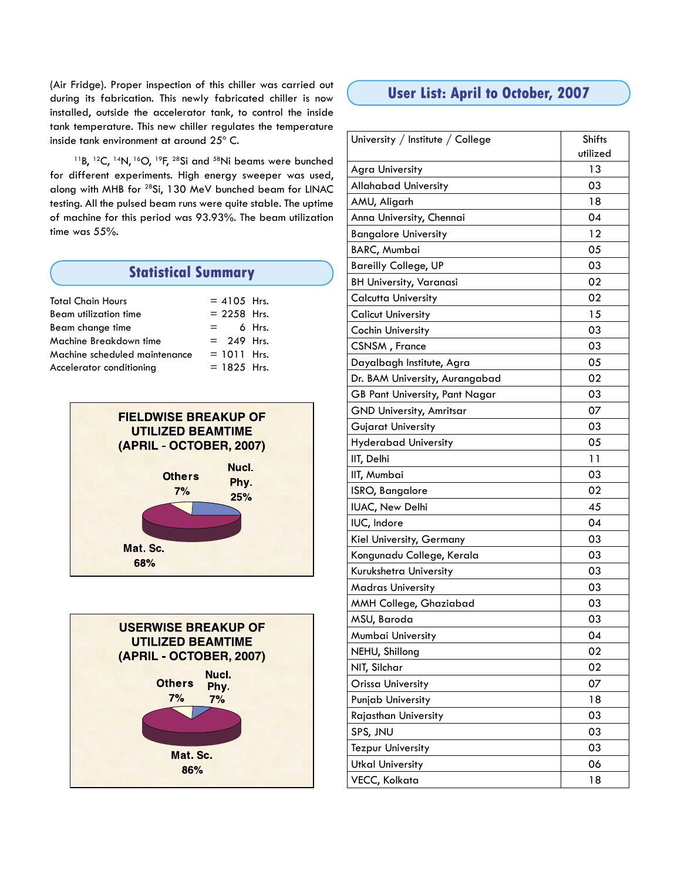(Air Fridge). Proper inspection of this chiller was carried out during its fabrication. This newly fabricated chiller is now installed, outside the accelerator tank, to control the inside tank temperature. This new chiller regulates the temperature inside tank environment at around 25° C.

$^{11}B$, $^{12}C$, $^{14}N$, $^{16}O$, $^{19}F$, $^{28}Si$ and $^{58}Ni$ beams were bunched for different experiments. High energy sweeper was used, along with MHB for $^{28}Si$, 130 MeV bunched beam for LINAC testing. All the pulsed beam runs were quite stable. The uptime of machine for this period was 93.93%. The beam utilization time was 55%.

## Statistical Summary

| | |
|---|---|
| Total Chain Hours | = 4105 Hrs. |
| Beam utilization time | = 2258 Hrs. |
| Beam change time | = 6 Hrs. |
| Machine Breakdown time | = 249 Hrs. |
| Machine scheduled maintenance | = 1011 Hrs. |
| Accelerator conditioning | = 1825 Hrs. |

FIELDWISE BREAKUP OF UTILIZED BEAMTIME (APRIL - OCTOBER, 2007)

Others 7%

Nucl. Phy. 25%

Mat. Sc. 68%

USERWISE BREAKUP OF UTILIZED BEAMTIME (APRIL - OCTOBER, 2007)

Others 7%

Nucl. Phy. 7%

Mat. Sc. 86%

## User List: April to October, 2007

| University / Institute / College | Shifts utilized |
|---|---|
| Agra University | 13 |
| Allahabad University | 03 |
| AMU, Aligarh | 18 |
| Anna University, Chennai | 04 |
| Bangalore University | 12 |
| BARC, Mumbai | 05 |
| Bareilly College, UP | 03 |
| BH University, Varanasi | 02 |
| Calcutta University | 02 |
| Calicut University | 15 |
| Cochin University | 03 |
| CSNSM , France | 03 |
| Dayalbagh Institute, Agra | 05 |
| Dr. BAM University, Aurangabad | 02 |
| GB Pant University, Pant Nagar | 03 |
| GND University, Amritsar | 07 |
| Gujarat University | 03 |
| Hyderabad University | 05 |
| IIT, Delhi | 11 |
| IIT, Mumbai | 03 |
| ISRO, Bangalore | 02 |
| IUAC, New Delhi | 45 |
| IUC, Indore | 04 |
| Kiel University, Germany | 03 |
| Kongunadu College, Kerala | 03 |
| Kurukshetra University | 03 |
| Madras University | 03 |
| MMH College, Ghaziabad | 03 |
| MSU, Baroda | 03 |
| Mumbai University | 04 |
| NEHU, Shillong | 02 |
| NIT, Silchar | 02 |
| Orissa University | 07 |
| Punjab University | 18 |
| Rajasthan University | 03 |
| SPS, JNU | 03 |
| Tezpur University | 03 |
| Utkal University | 06 |
| VECC, Kolkata | 18 |